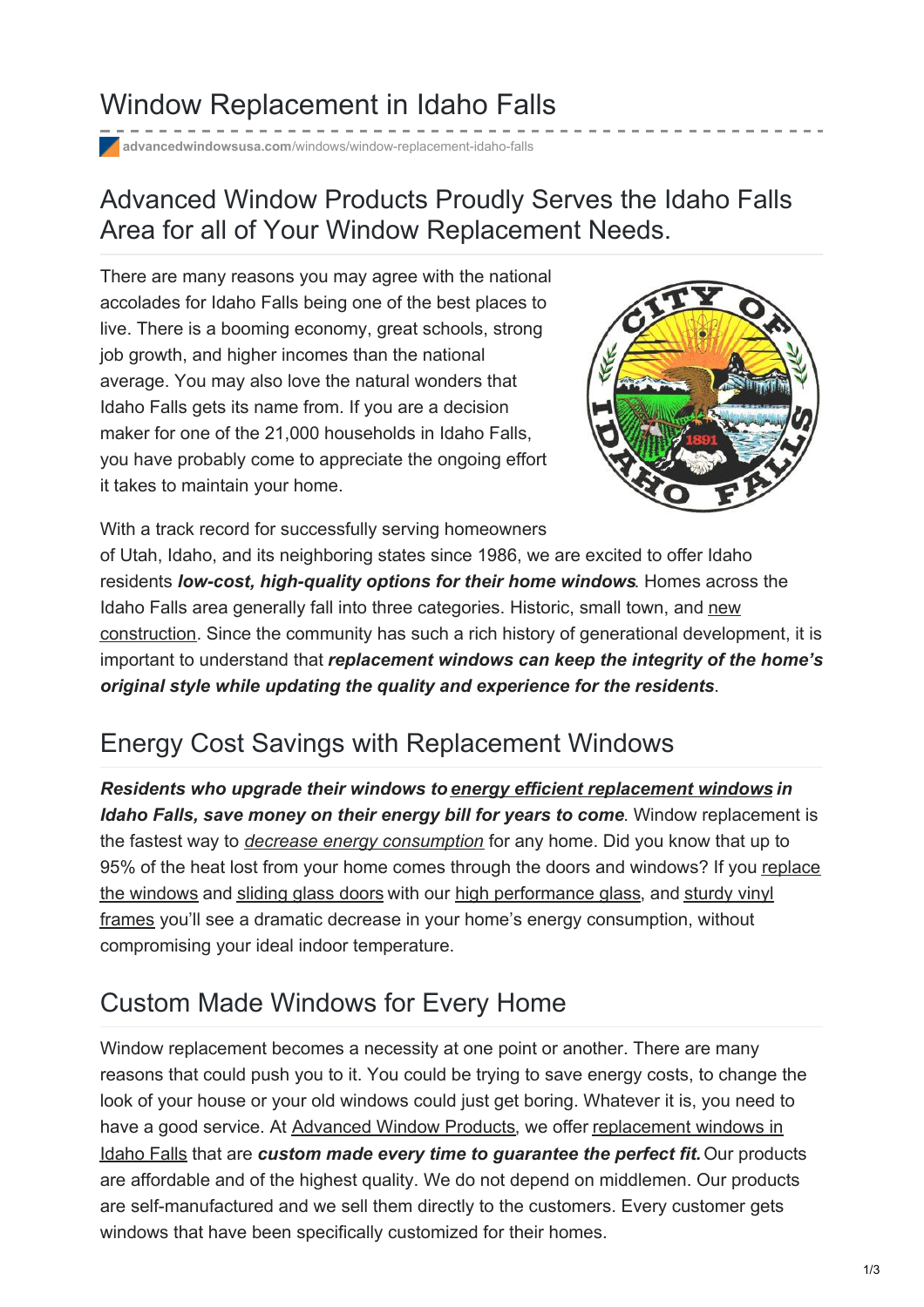# Window Replacement in Idaho Falls

advancedwindowsusa.com/windows/window-replacement-idaho-falls

## Advanced Window Products Proudly Serves the Idaho Falls Area for all of Your Window Replacement Needs.

There are many reasons you may agree with the national accolades for Idaho Falls being one of the best places to live. There is a booming economy, great schools, strong job growth, and higher incomes than the national average. You may also love the natural wonders that Idaho Falls gets its name from. If you are a decision maker for one of the 21,000 households in Idaho Falls, you have probably come to appreciate the ongoing effort it takes to maintain your home.

With a track record for successfully serving homeowners of Utah, Idaho, and its neighboring states since 1986, we are excited to offer Idaho residents ***low-cost, high-quality options for their home windows***. Homes across the Idaho Falls area generally fall into three categories. Historic, small town, and new construction. Since the community has such a rich history of generational development, it is important to understand that ***replacement windows can keep the integrity of the home's original style while updating the quality and experience for the residents***.

## Energy Cost Savings with Replacement Windows

***Residents who upgrade their windows to energy efficient replacement windows in Idaho Falls, save money on their energy bill for years to come***. Window replacement is the fastest way to *decrease energy consumption* for any home. Did you know that up to 95% of the heat lost from your home comes through the doors and windows? If you replace the windows and sliding glass doors with our high performance glass, and sturdy vinyl frames you'll see a dramatic decrease in your home's energy consumption, without compromising your ideal indoor temperature.

## Custom Made Windows for Every Home

Window replacement becomes a necessity at one point or another. There are many reasons that could push you to it. You could be trying to save energy costs, to change the look of your house or your old windows could just get boring. Whatever it is, you need to have a good service. At Advanced Window Products, we offer replacement windows in Idaho Falls that are ***custom made every time to guarantee the perfect fit.*** Our products are affordable and of the highest quality. We do not depend on middlemen. Our products are self-manufactured and we sell them directly to the customers. Every customer gets windows that have been specifically customized for their homes.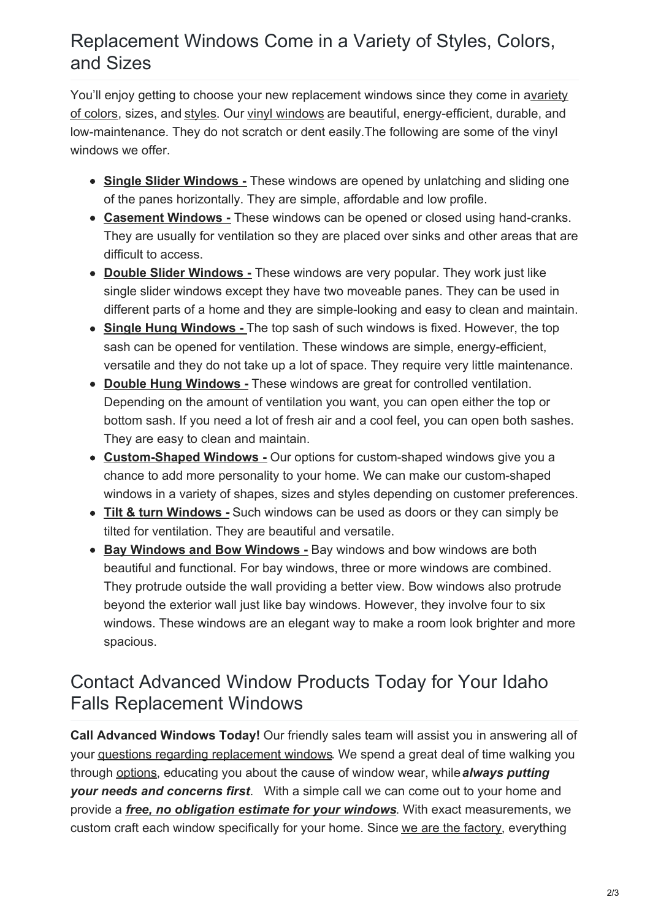## Replacement Windows Come in a Variety of Styles, Colors, and Sizes

You'll enjoy getting to choose your new replacement windows since they come in avariety of colors, sizes, and styles. Our vinyl windows are beautiful, energy-efficient, durable, and low-maintenance. They do not scratch or dent easily.The following are some of the vinyl windows we offer.

- **Single Slider Windows -** These windows are opened by unlatching and sliding one of the panes horizontally. They are simple, affordable and low profile.
- **Casement Windows -** These windows can be opened or closed using hand-cranks. They are usually for ventilation so they are placed over sinks and other areas that are difficult to access.
- **Double Slider Windows -** These windows are very popular. They work just like single slider windows except they have two moveable panes. They can be used in different parts of a home and they are simple-looking and easy to clean and maintain.
- **Single Hung Windows -** The top sash of such windows is fixed. However, the top sash can be opened for ventilation. These windows are simple, energy-efficient, versatile and they do not take up a lot of space. They require very little maintenance.
- **Double Hung Windows -** These windows are great for controlled ventilation. Depending on the amount of ventilation you want, you can open either the top or bottom sash. If you need a lot of fresh air and a cool feel, you can open both sashes. They are easy to clean and maintain.
- **Custom-Shaped Windows -** Our options for custom-shaped windows give you a chance to add more personality to your home. We can make our custom-shaped windows in a variety of shapes, sizes and styles depending on customer preferences.
- **Tilt & turn Windows -** Such windows can be used as doors or they can simply be tilted for ventilation. They are beautiful and versatile.
- **Bay Windows and Bow Windows -** Bay windows and bow windows are both beautiful and functional. For bay windows, three or more windows are combined. They protrude outside the wall providing a better view. Bow windows also protrude beyond the exterior wall just like bay windows. However, they involve four to six windows. These windows are an elegant way to make a room look brighter and more spacious.

## Contact Advanced Window Products Today for Your Idaho Falls Replacement Windows

**Call Advanced Windows Today!** Our friendly sales team will assist you in answering all of your questions regarding replacement windows. We spend a great deal of time walking you through options, educating you about the cause of window wear, while ***always putting your needs and concerns first***. With a simple call we can come out to your home and provide a ***free, no obligation estimate for your windows***. With exact measurements, we custom craft each window specifically for your home. Since we are the factory, everything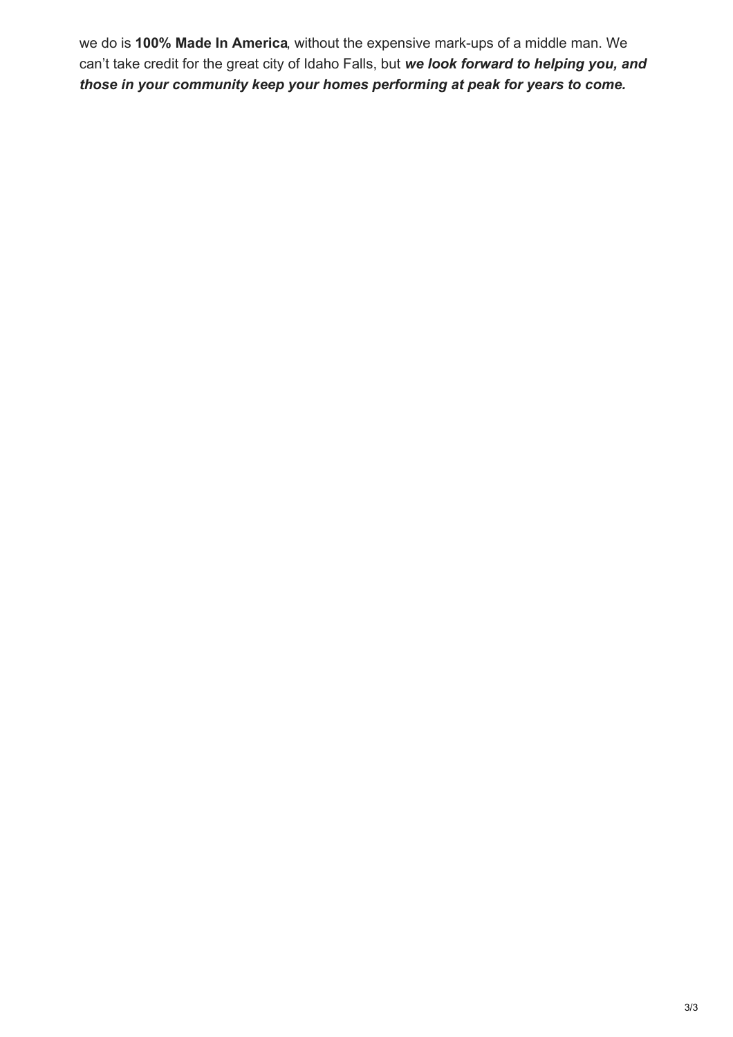we do is **100% Made In America**, without the expensive mark-ups of a middle man. We can't take credit for the great city of Idaho Falls, but ***we look forward to helping you, and those in your community keep your homes performing at peak for years to come.***